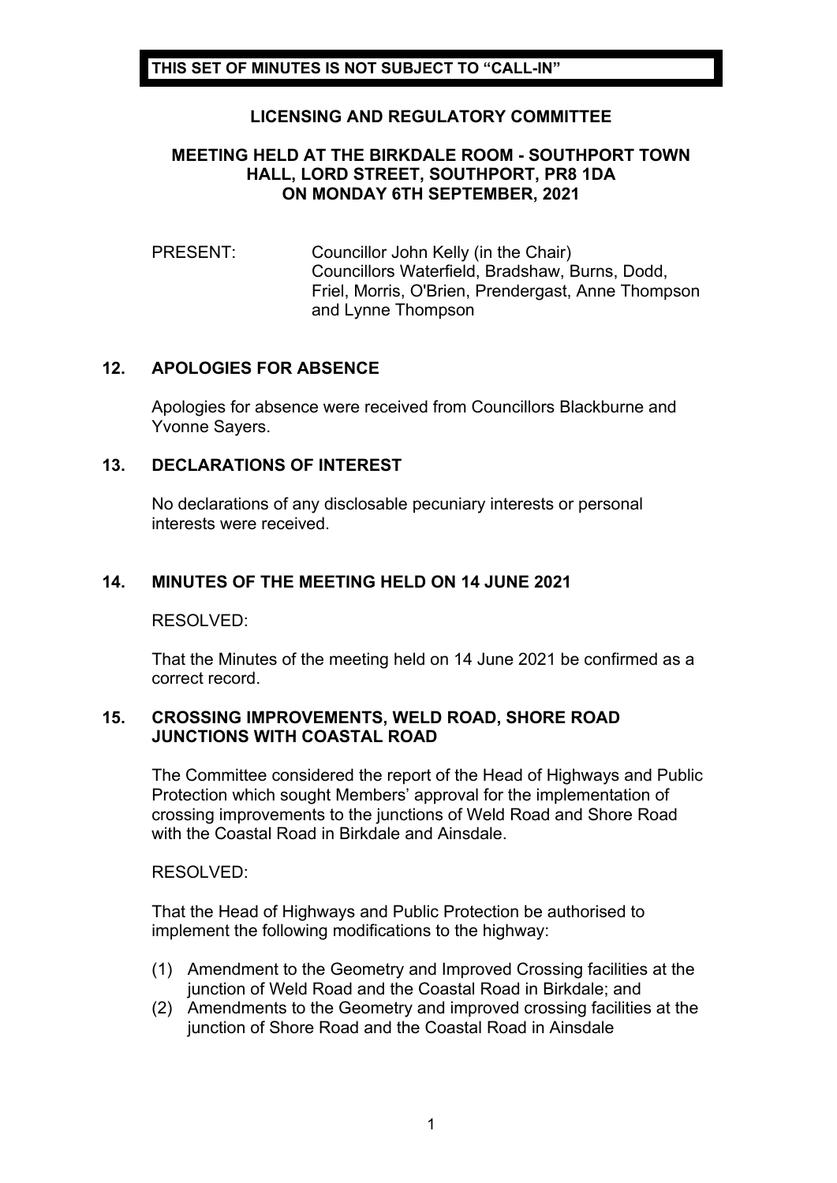**THIS SET OF MINUTES IS NOT SUBJECT TO "CALL-IN"**

# LICENSING AND REGULATORY COMMITTEE

## MEETING HELD AT THE BIRKDALE ROOM - SOUTHPORT TOWN HALL, LORD STREET, SOUTHPORT, PR8 1DA ON MONDAY 6TH SEPTEMBER, 2021

PRESENT: Councillor John Kelly (in the Chair)
Councillors Waterfield, Bradshaw, Burns, Dodd, Friel, Morris, O'Brien, Prendergast, Anne Thompson and Lynne Thompson

### 12. APOLOGIES FOR ABSENCE

Apologies for absence were received from Councillors Blackburne and Yvonne Sayers.

### 13. DECLARATIONS OF INTEREST

No declarations of any disclosable pecuniary interests or personal interests were received.

### 14. MINUTES OF THE MEETING HELD ON 14 JUNE 2021

RESOLVED:

That the Minutes of the meeting held on 14 June 2021 be confirmed as a correct record.

### 15. CROSSING IMPROVEMENTS, WELD ROAD, SHORE ROAD JUNCTIONS WITH COASTAL ROAD

The Committee considered the report of the Head of Highways and Public Protection which sought Members' approval for the implementation of crossing improvements to the junctions of Weld Road and Shore Road with the Coastal Road in Birkdale and Ainsdale.

RESOLVED:

That the Head of Highways and Public Protection be authorised to implement the following modifications to the highway:

(1) Amendment to the Geometry and Improved Crossing facilities at the junction of Weld Road and the Coastal Road in Birkdale; and
(2) Amendments to the Geometry and improved crossing facilities at the junction of Shore Road and the Coastal Road in Ainsdale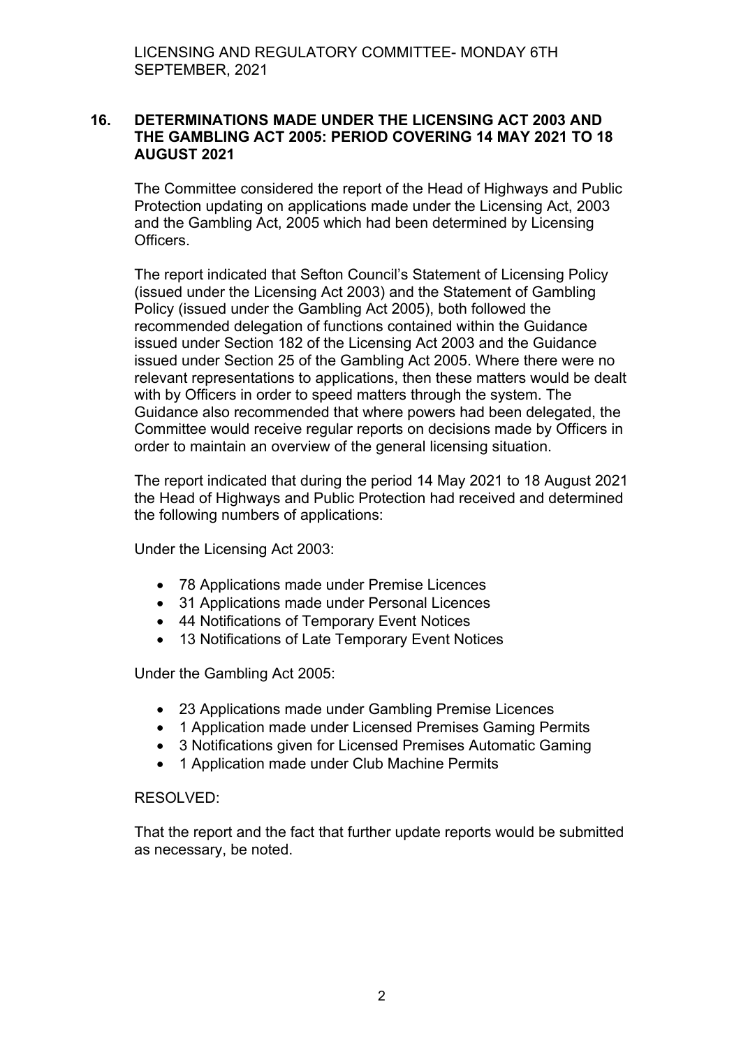## 16. DETERMINATIONS MADE UNDER THE LICENSING ACT 2003 AND THE GAMBLING ACT 2005: PERIOD COVERING 14 MAY 2021 TO 18 AUGUST 2021

The Committee considered the report of the Head of Highways and Public Protection updating on applications made under the Licensing Act, 2003 and the Gambling Act, 2005 which had been determined by Licensing Officers.

The report indicated that Sefton Council's Statement of Licensing Policy (issued under the Licensing Act 2003) and the Statement of Gambling Policy (issued under the Gambling Act 2005), both followed the recommended delegation of functions contained within the Guidance issued under Section 182 of the Licensing Act 2003 and the Guidance issued under Section 25 of the Gambling Act 2005. Where there were no relevant representations to applications, then these matters would be dealt with by Officers in order to speed matters through the system. The Guidance also recommended that where powers had been delegated, the Committee would receive regular reports on decisions made by Officers in order to maintain an overview of the general licensing situation.

The report indicated that during the period 14 May 2021 to 18 August 2021 the Head of Highways and Public Protection had received and determined the following numbers of applications:

Under the Licensing Act 2003:

- 78 Applications made under Premise Licences
- 31 Applications made under Personal Licences
- 44 Notifications of Temporary Event Notices
- 13 Notifications of Late Temporary Event Notices

Under the Gambling Act 2005:

- 23 Applications made under Gambling Premise Licences
- 1 Application made under Licensed Premises Gaming Permits
- 3 Notifications given for Licensed Premises Automatic Gaming
- 1 Application made under Club Machine Permits

RESOLVED:

That the report and the fact that further update reports would be submitted as necessary, be noted.